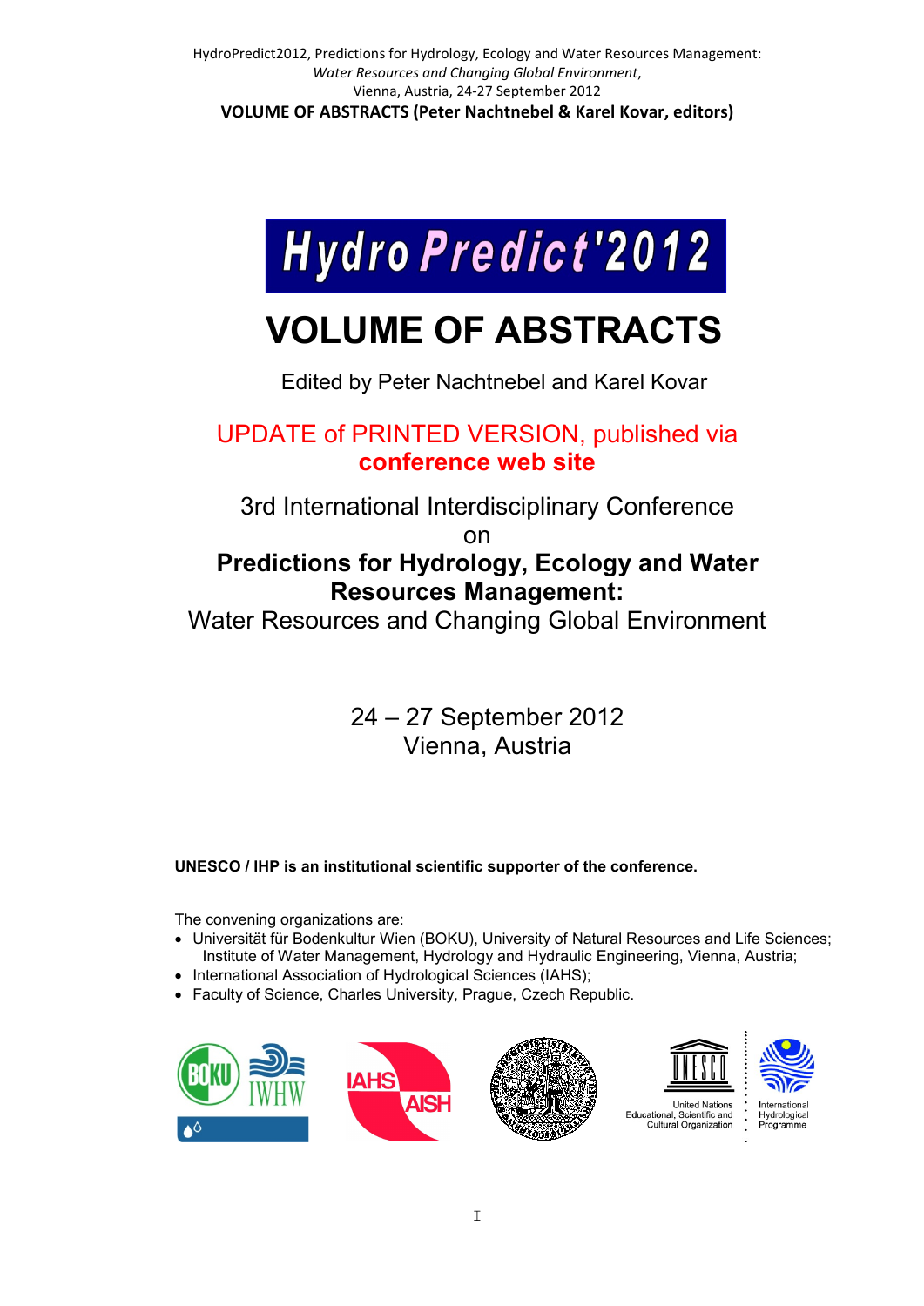# HydroPredict'2012

# VOLUME OF ABSTRACTS

Edited by Peter Nachtnebel and Karel Kovar

UPDATE of PRINTED VERSION, published via **conference web site**

3rd International Interdisciplinary Conference on

## Predictions for Hydrology, Ecology and Water Resources Management:

Water Resources and Changing Global Environment

24 – 27 September 2012
Vienna, Austria

**UNESCO / IHP is an institutional scientific supporter of the conference.**

The convening organizations are:

- Universität für Bodenkultur Wien (BOKU), University of Natural Resources and Life Sciences; Institute of Water Management, Hydrology and Hydraulic Engineering, Vienna, Austria;
- International Association of Hydrological Sciences (IAHS);
- Faculty of Science, Charles University, Prague, Czech Republic.

BOKU IWHW · IAHS AISH · United Nations Educational, Scientific and Cultural Organization · International Hydrological Programme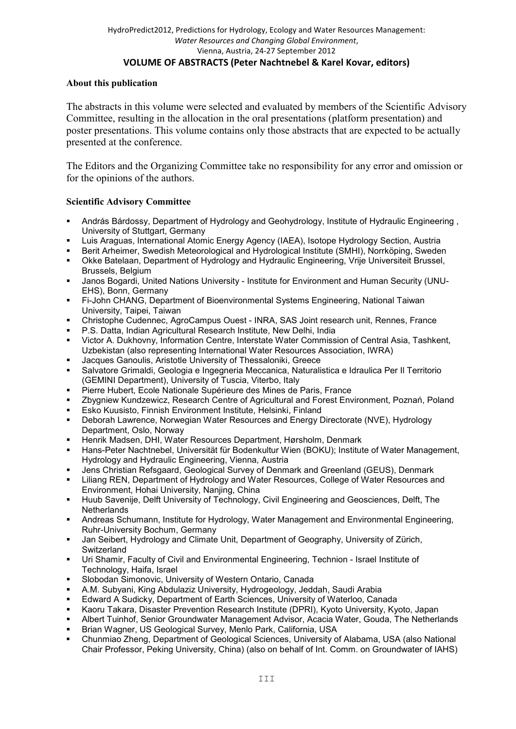## About this publication

The abstracts in this volume were selected and evaluated by members of the Scientific Advisory Committee, resulting in the allocation in the oral presentations (platform presentation) and poster presentations. This volume contains only those abstracts that are expected to be actually presented at the conference.

The Editors and the Organizing Committee take no responsibility for any error and omission or for the opinions of the authors.

### Scientific Advisory Committee

- András Bárdossy, Department of Hydrology and Geohydrology, Institute of Hydraulic Engineering , University of Stuttgart, Germany
- Luis Araguas, International Atomic Energy Agency (IAEA), Isotope Hydrology Section, Austria
- Berit Arheimer, Swedish Meteorological and Hydrological Institute (SMHI), Norrköping, Sweden
- Okke Batelaan, Department of Hydrology and Hydraulic Engineering, Vrije Universiteit Brussel, Brussels, Belgium
- Janos Bogardi, United Nations University - Institute for Environment and Human Security (UNU-EHS), Bonn, Germany
- Fi-John CHANG, Department of Bioenvironmental Systems Engineering, National Taiwan University, Taipei, Taiwan
- Christophe Cudennec, AgroCampus Ouest - INRA, SAS Joint research unit, Rennes, France
- P.S. Datta, Indian Agricultural Research Institute, New Delhi, India
- Victor A. Dukhovny, Information Centre, Interstate Water Commission of Central Asia, Tashkent, Uzbekistan (also representing International Water Resources Association, IWRA)
- Jacques Ganoulis, Aristotle University of Thessaloniki, Greece
- Salvatore Grimaldi, Geologia e Ingegneria Meccanica, Naturalistica e Idraulica Per Il Territorio (GEMINI Department), University of Tuscia, Viterbo, Italy
- Pierre Hubert, Ecole Nationale Supérieure des Mines de Paris, France
- Zbygniew Kundzewicz, Research Centre of Agricultural and Forest Environment, Poznań, Poland
- Esko Kuusisto, Finnish Environment Institute, Helsinki, Finland
- Deborah Lawrence, Norwegian Water Resources and Energy Directorate (NVE), Hydrology Department, Oslo, Norway
- Henrik Madsen, DHI, Water Resources Department, Hørsholm, Denmark
- Hans-Peter Nachtnebel, Universität für Bodenkultur Wien (BOKU); Institute of Water Management, Hydrology and Hydraulic Engineering, Vienna, Austria
- Jens Christian Refsgaard, Geological Survey of Denmark and Greenland (GEUS), Denmark
- Liliang REN, Department of Hydrology and Water Resources, College of Water Resources and Environment, Hohai University, Nanjing, China
- Huub Savenije, Delft University of Technology, Civil Engineering and Geosciences, Delft, The Netherlands
- Andreas Schumann, Institute for Hydrology, Water Management and Environmental Engineering, Ruhr-University Bochum, Germany
- Jan Seibert, Hydrology and Climate Unit, Department of Geography, University of Zürich, Switzerland
- Uri Shamir, Faculty of Civil and Environmental Engineering, Technion - Israel Institute of Technology, Haifa, Israel
- Slobodan Simonovic, University of Western Ontario, Canada
- A.M. Subyani, King Abdulaziz University, Hydrogeology, Jeddah, Saudi Arabia
- Edward A Sudicky, Department of Earth Sciences, University of Waterloo, Canada
- Kaoru Takara, Disaster Prevention Research Institute (DPRI), Kyoto University, Kyoto, Japan
- Albert Tuinhof, Senior Groundwater Management Advisor, Acacia Water, Gouda, The Netherlands
- Brian Wagner, US Geological Survey, Menlo Park, California, USA
- Chunmiao Zheng, Department of Geological Sciences, University of Alabama, USA (also National Chair Professor, Peking University, China) (also on behalf of Int. Comm. on Groundwater of IAHS)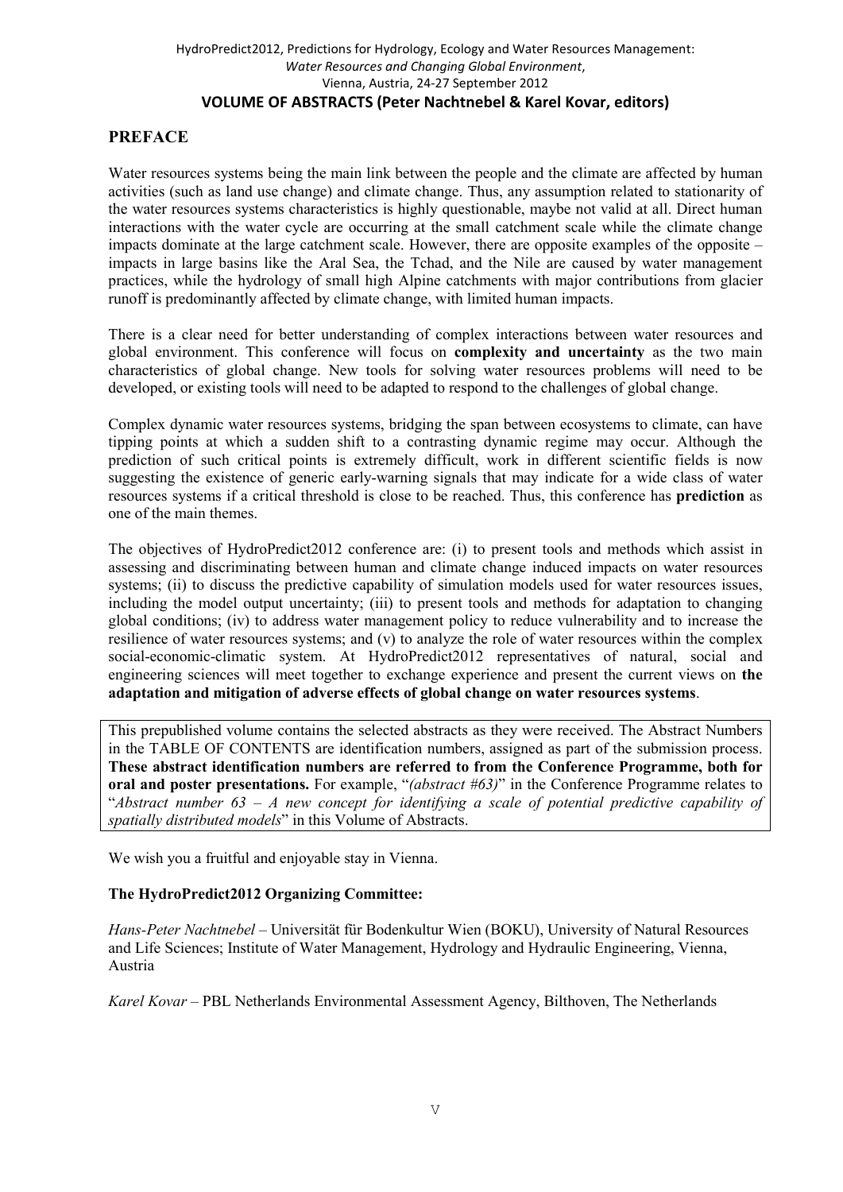## PREFACE

Water resources systems being the main link between the people and the climate are affected by human activities (such as land use change) and climate change. Thus, any assumption related to stationarity of the water resources systems characteristics is highly questionable, maybe not valid at all. Direct human interactions with the water cycle are occurring at the small catchment scale while the climate change impacts dominate at the large catchment scale. However, there are opposite examples of the opposite – impacts in large basins like the Aral Sea, the Tchad, and the Nile are caused by water management practices, while the hydrology of small high Alpine catchments with major contributions from glacier runoff is predominantly affected by climate change, with limited human impacts.

There is a clear need for better understanding of complex interactions between water resources and global environment. This conference will focus on **complexity and uncertainty** as the two main characteristics of global change. New tools for solving water resources problems will need to be developed, or existing tools will need to be adapted to respond to the challenges of global change.

Complex dynamic water resources systems, bridging the span between ecosystems to climate, can have tipping points at which a sudden shift to a contrasting dynamic regime may occur. Although the prediction of such critical points is extremely difficult, work in different scientific fields is now suggesting the existence of generic early-warning signals that may indicate for a wide class of water resources systems if a critical threshold is close to be reached. Thus, this conference has **prediction** as one of the main themes.

The objectives of HydroPredict2012 conference are: (i) to present tools and methods which assist in assessing and discriminating between human and climate change induced impacts on water resources systems; (ii) to discuss the predictive capability of simulation models used for water resources issues, including the model output uncertainty; (iii) to present tools and methods for adaptation to changing global conditions; (iv) to address water management policy to reduce vulnerability and to increase the resilience of water resources systems; and (v) to analyze the role of water resources within the complex social-economic-climatic system. At HydroPredict2012 representatives of natural, social and engineering sciences will meet together to exchange experience and present the current views on **the adaptation and mitigation of adverse effects of global change on water resources systems**.

This prepublished volume contains the selected abstracts as they were received. The Abstract Numbers in the TABLE OF CONTENTS are identification numbers, assigned as part of the submission process. **These abstract identification numbers are referred to from the Conference Programme, both for oral and poster presentations.** For example, "*(abstract #63)*" in the Conference Programme relates to "*Abstract number 63 – A new concept for identifying a scale of potential predictive capability of spatially distributed models*" in this Volume of Abstracts.

We wish you a fruitful and enjoyable stay in Vienna.

**The HydroPredict2012 Organizing Committee:**

*Hans-Peter Nachtnebel* – Universität für Bodenkultur Wien (BOKU), University of Natural Resources and Life Sciences; Institute of Water Management, Hydrology and Hydraulic Engineering, Vienna, Austria

*Karel Kovar* – PBL Netherlands Environmental Assessment Agency, Bilthoven, The Netherlands